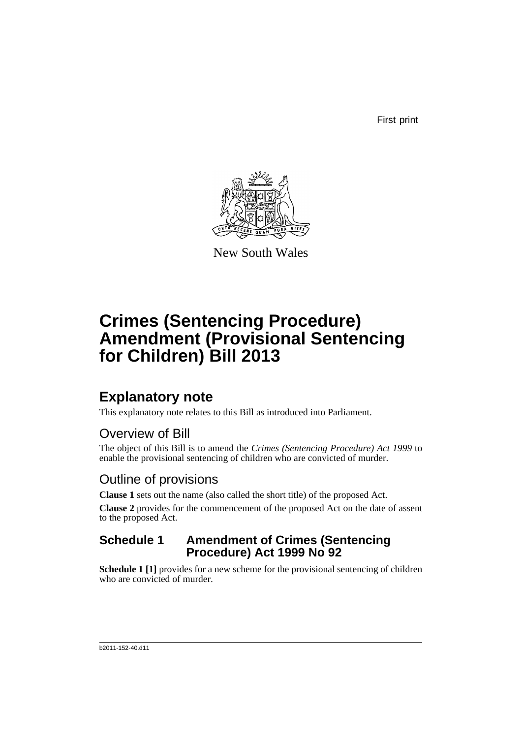First print

New South Wales

# Crimes (Sentencing Procedure) Amendment (Provisional Sentencing for Children) Bill 2013

## Explanatory note

This explanatory note relates to this Bill as introduced into Parliament.

### Overview of Bill

The object of this Bill is to amend the *Crimes (Sentencing Procedure) Act 1999* to enable the provisional sentencing of children who are convicted of murder.

### Outline of provisions

**Clause 1** sets out the name (also called the short title) of the proposed Act.

**Clause 2** provides for the commencement of the proposed Act on the date of assent to the proposed Act.

### Schedule 1 Amendment of Crimes (Sentencing Procedure) Act 1999 No 92

**Schedule 1 [1]** provides for a new scheme for the provisional sentencing of children who are convicted of murder.

b2011-152-40.d11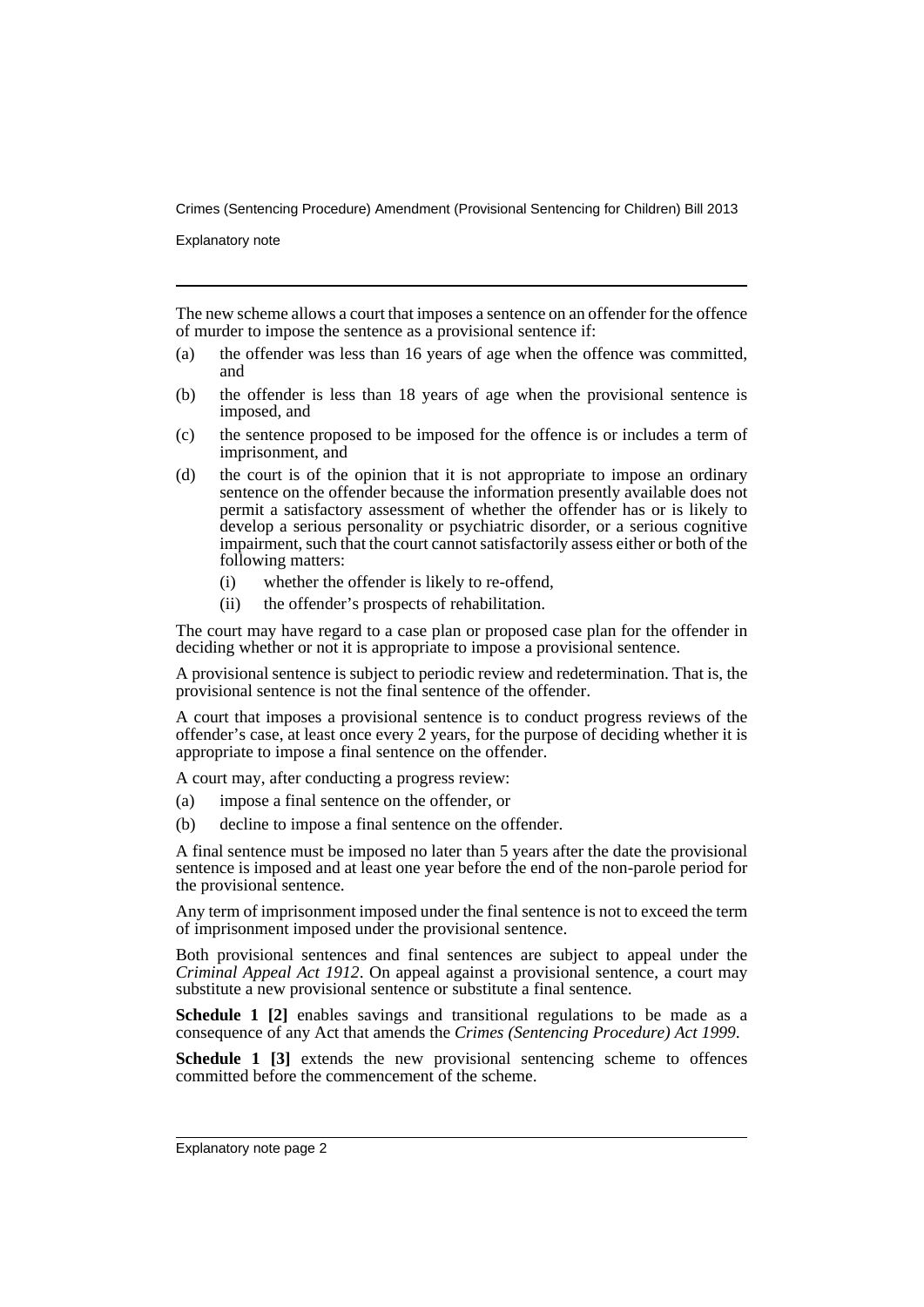The new scheme allows a court that imposes a sentence on an offender for the offence of murder to impose the sentence as a provisional sentence if:

(a) the offender was less than 16 years of age when the offence was committed, and

(b) the offender is less than 18 years of age when the provisional sentence is imposed, and

(c) the sentence proposed to be imposed for the offence is or includes a term of imprisonment, and

(d) the court is of the opinion that it is not appropriate to impose an ordinary sentence on the offender because the information presently available does not permit a satisfactory assessment of whether the offender has or is likely to develop a serious personality or psychiatric disorder, or a serious cognitive impairment, such that the court cannot satisfactorily assess either or both of the following matters:

  (i) whether the offender is likely to re-offend,

  (ii) the offender's prospects of rehabilitation.

The court may have regard to a case plan or proposed case plan for the offender in deciding whether or not it is appropriate to impose a provisional sentence.

A provisional sentence is subject to periodic review and redetermination. That is, the provisional sentence is not the final sentence of the offender.

A court that imposes a provisional sentence is to conduct progress reviews of the offender's case, at least once every 2 years, for the purpose of deciding whether it is appropriate to impose a final sentence on the offender.

A court may, after conducting a progress review:

(a) impose a final sentence on the offender, or

(b) decline to impose a final sentence on the offender.

A final sentence must be imposed no later than 5 years after the date the provisional sentence is imposed and at least one year before the end of the non-parole period for the provisional sentence.

Any term of imprisonment imposed under the final sentence is not to exceed the term of imprisonment imposed under the provisional sentence.

Both provisional sentences and final sentences are subject to appeal under the *Criminal Appeal Act 1912*. On appeal against a provisional sentence, a court may substitute a new provisional sentence or substitute a final sentence.

**Schedule 1 [2]** enables savings and transitional regulations to be made as a consequence of any Act that amends the *Crimes (Sentencing Procedure) Act 1999*.

**Schedule 1 [3]** extends the new provisional sentencing scheme to offences committed before the commencement of the scheme.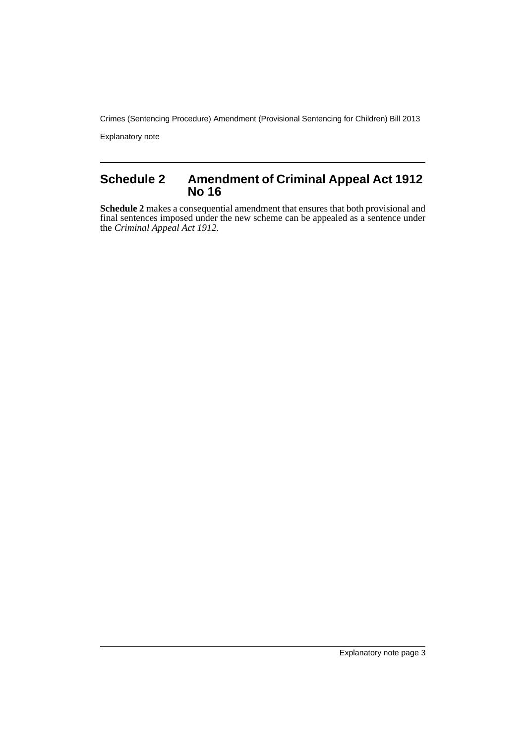## Schedule 2 Amendment of Criminal Appeal Act 1912 No 16

**Schedule 2** makes a consequential amendment that ensures that both provisional and final sentences imposed under the new scheme can be appealed as a sentence under the *Criminal Appeal Act 1912*.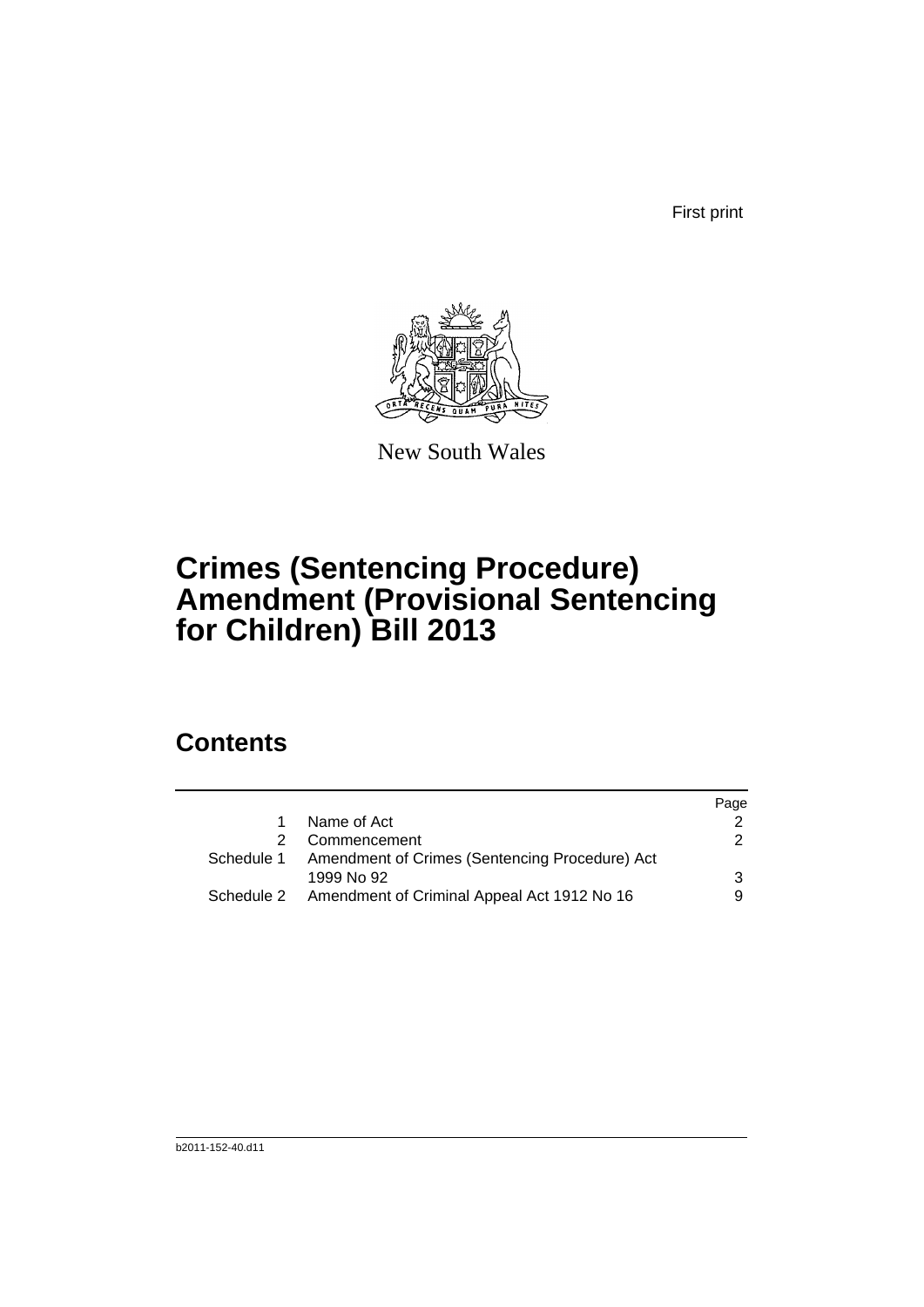First print

New South Wales

# Crimes (Sentencing Procedure) Amendment (Provisional Sentencing for Children) Bill 2013

## Contents

| | | Page |
|---|---|---|
| 1 | Name of Act | 2 |
| 2 | Commencement | 2 |
| Schedule 1 | Amendment of Crimes (Sentencing Procedure) Act 1999 No 92 | 3 |
| Schedule 2 | Amendment of Criminal Appeal Act 1912 No 16 | 9 |

b2011-152-40.d11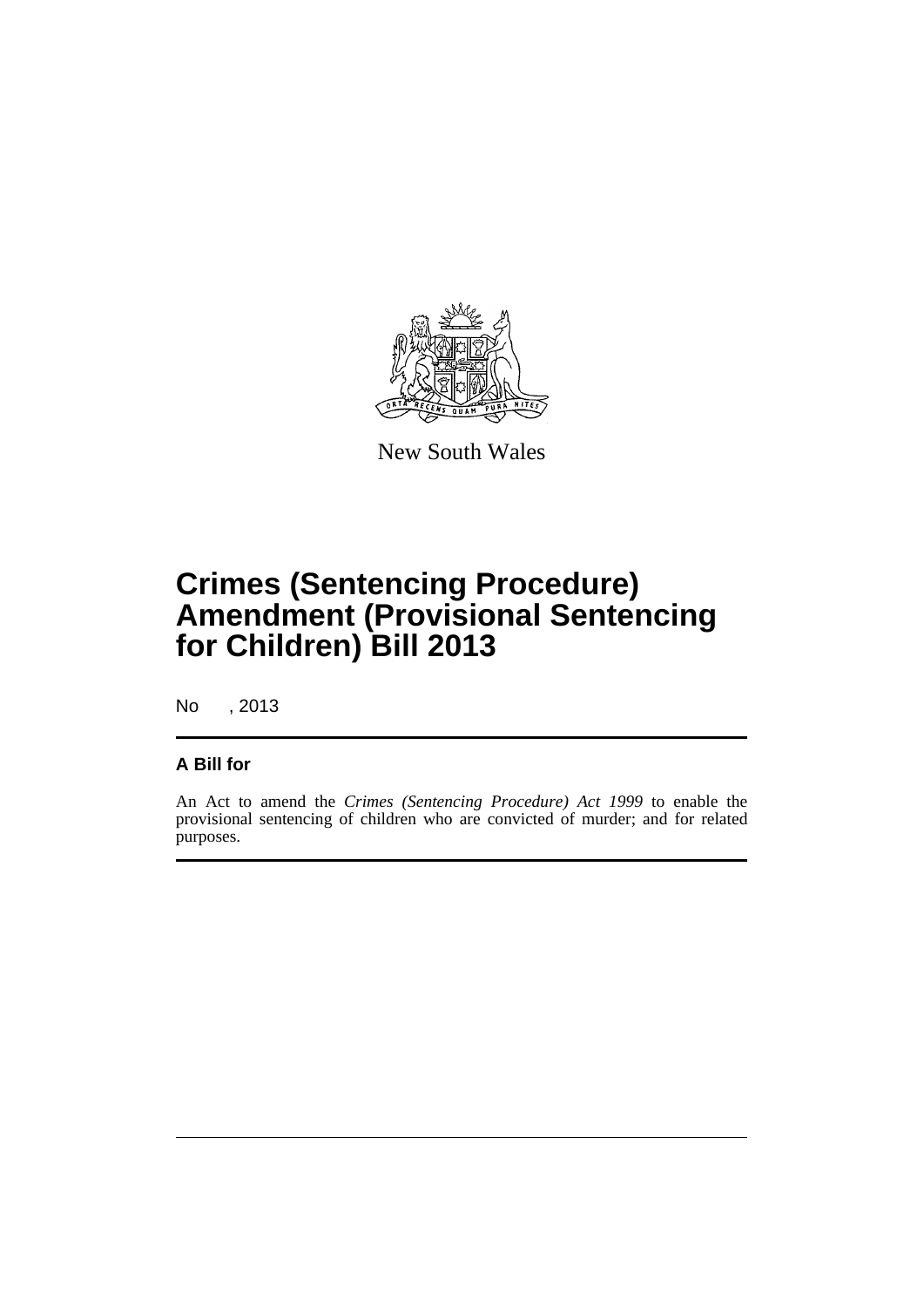New South Wales

# Crimes (Sentencing Procedure) Amendment (Provisional Sentencing for Children) Bill 2013

No , 2013

## A Bill for

An Act to amend the *Crimes (Sentencing Procedure) Act 1999* to enable the provisional sentencing of children who are convicted of murder; and for related purposes.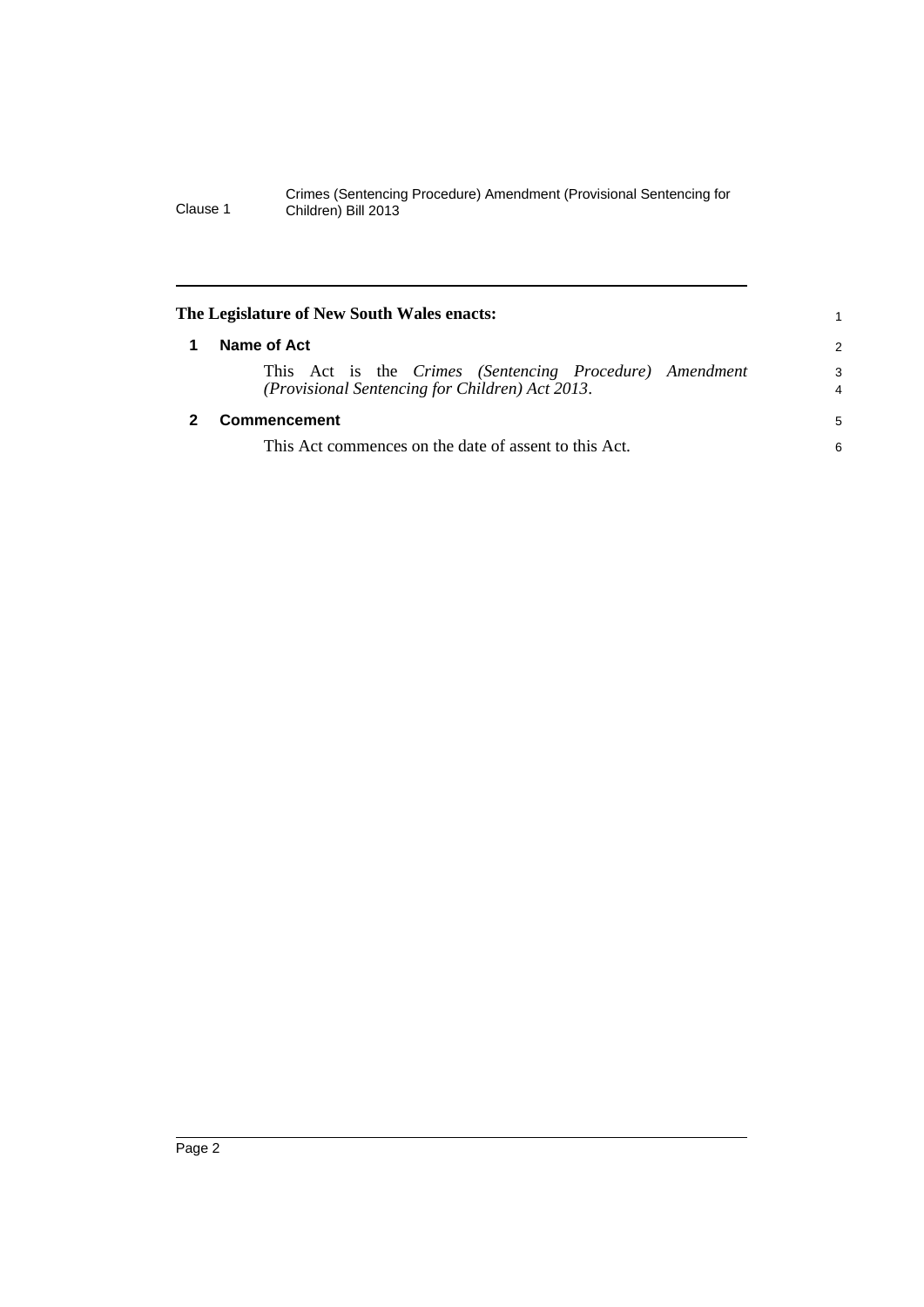**The Legislature of New South Wales enacts:**

### 1 Name of Act

This Act is the *Crimes (Sentencing Procedure) Amendment (Provisional Sentencing for Children) Act 2013*.

### 2 Commencement

This Act commences on the date of assent to this Act.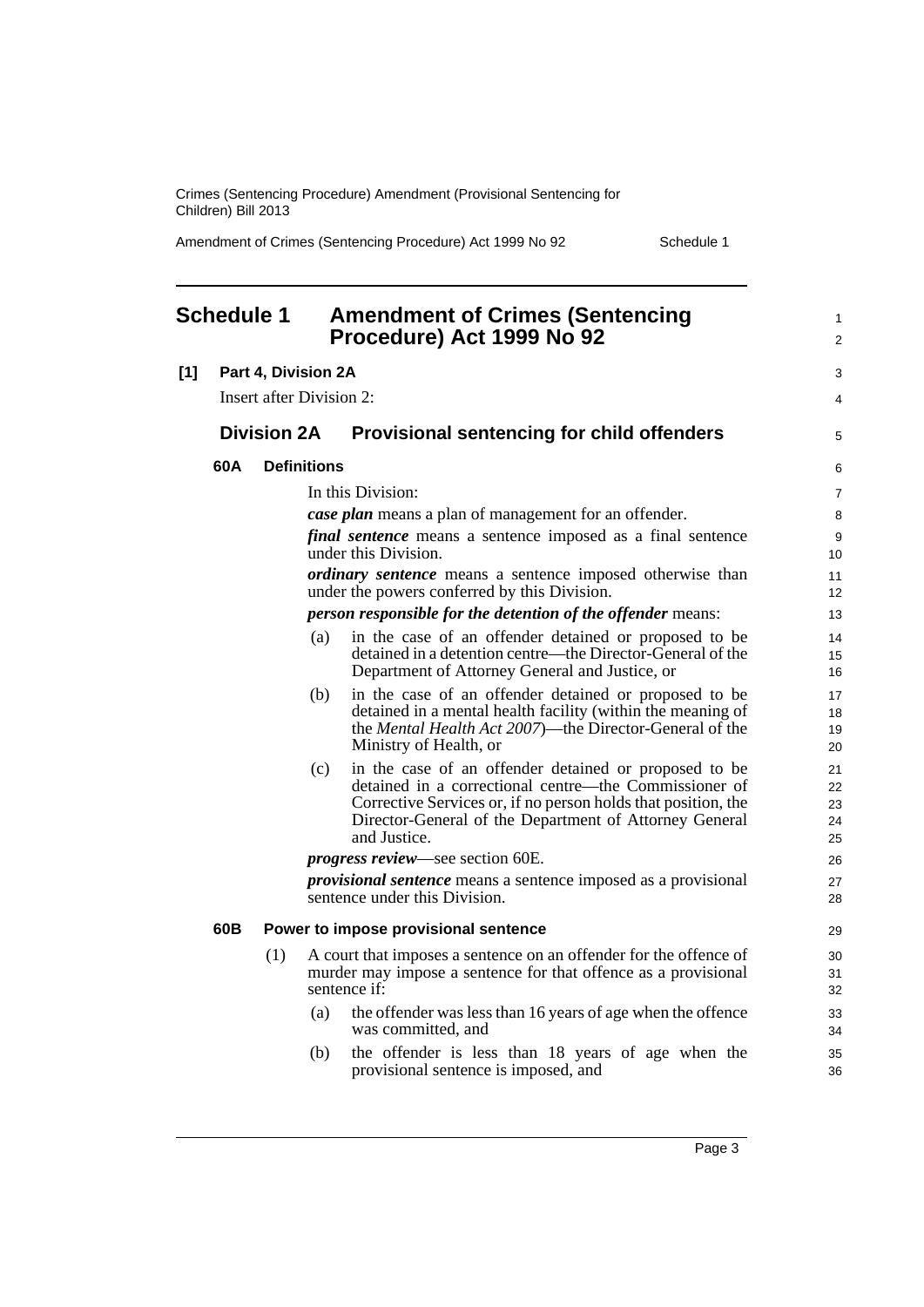# Schedule 1 Amendment of Crimes (Sentencing Procedure) Act 1999 No 92

**[1] Part 4, Division 2A**

Insert after Division 2:

## Division 2A Provisional sentencing for child offenders

### 60A Definitions

In this Division:

***case plan*** means a plan of management for an offender.

***final sentence*** means a sentence imposed as a final sentence under this Division.

***ordinary sentence*** means a sentence imposed otherwise than under the powers conferred by this Division.

***person responsible for the detention of the offender*** means:

(a) in the case of an offender detained or proposed to be detained in a detention centre—the Director-General of the Department of Attorney General and Justice, or

(b) in the case of an offender detained or proposed to be detained in a mental health facility (within the meaning of the *Mental Health Act 2007*)—the Director-General of the Ministry of Health, or

(c) in the case of an offender detained or proposed to be detained in a correctional centre—the Commissioner of Corrective Services or, if no person holds that position, the Director-General of the Department of Attorney General and Justice.

***progress review***—see section 60E.

***provisional sentence*** means a sentence imposed as a provisional sentence under this Division.

### 60B Power to impose provisional sentence

(1) A court that imposes a sentence on an offender for the offence of murder may impose a sentence for that offence as a provisional sentence if:

(a) the offender was less than 16 years of age when the offence was committed, and

(b) the offender is less than 18 years of age when the provisional sentence is imposed, and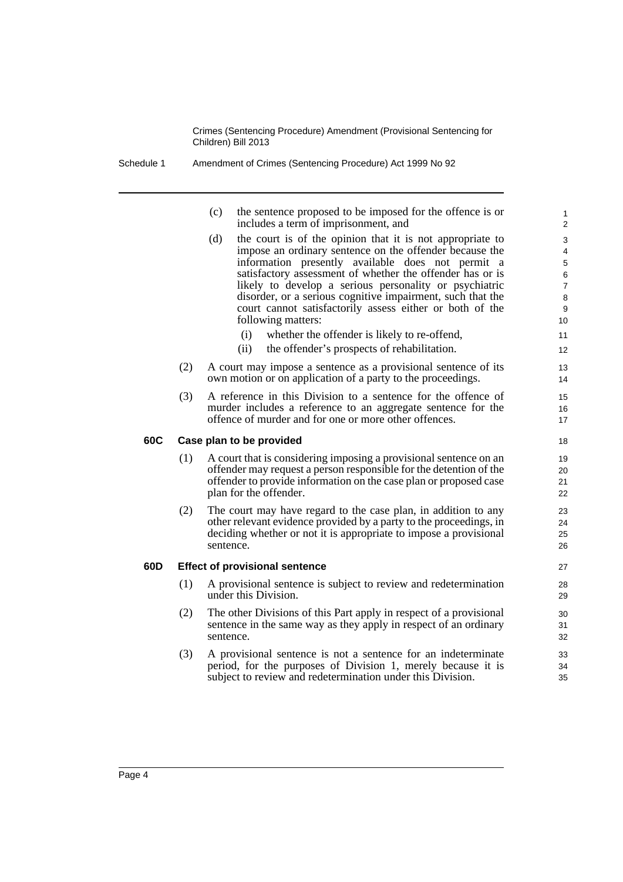(c) the sentence proposed to be imposed for the offence is or includes a term of imprisonment, and

(d) the court is of the opinion that it is not appropriate to impose an ordinary sentence on the offender because the information presently available does not permit a satisfactory assessment of whether the offender has or is likely to develop a serious personality or psychiatric disorder, or a serious cognitive impairment, such that the court cannot satisfactorily assess either or both of the following matters:

(i) whether the offender is likely to re-offend,

(ii) the offender's prospects of rehabilitation.

(2) A court may impose a sentence as a provisional sentence of its own motion or on application of a party to the proceedings.

(3) A reference in this Division to a sentence for the offence of murder includes a reference to an aggregate sentence for the offence of murder and for one or more other offences.

### 60C Case plan to be provided

(1) A court that is considering imposing a provisional sentence on an offender may request a person responsible for the detention of the offender to provide information on the case plan or proposed case plan for the offender.

(2) The court may have regard to the case plan, in addition to any other relevant evidence provided by a party to the proceedings, in deciding whether or not it is appropriate to impose a provisional sentence.

### 60D Effect of provisional sentence

(1) A provisional sentence is subject to review and redetermination under this Division.

(2) The other Divisions of this Part apply in respect of a provisional sentence in the same way as they apply in respect of an ordinary sentence.

(3) A provisional sentence is not a sentence for an indeterminate period, for the purposes of Division 1, merely because it is subject to review and redetermination under this Division.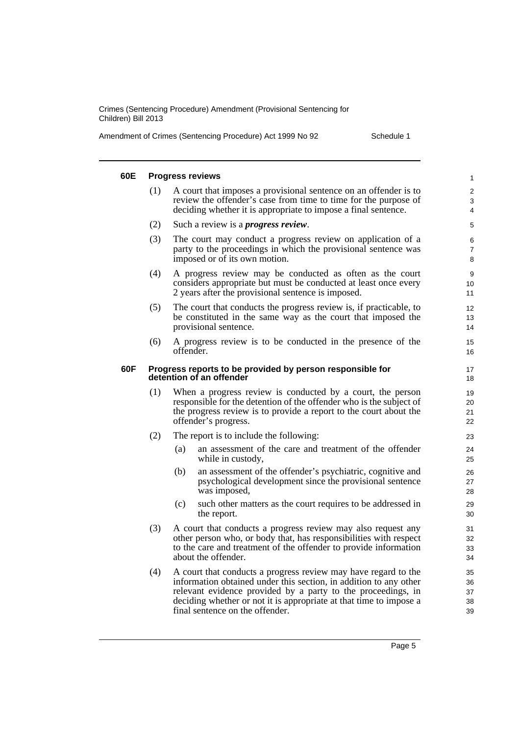#### 60E Progress reviews

(1) A court that imposes a provisional sentence on an offender is to review the offender's case from time to time for the purpose of deciding whether it is appropriate to impose a final sentence.

(2) Such a review is a ***progress review***.

(3) The court may conduct a progress review on application of a party to the proceedings in which the provisional sentence was imposed or of its own motion.

(4) A progress review may be conducted as often as the court considers appropriate but must be conducted at least once every 2 years after the provisional sentence is imposed.

(5) The court that conducts the progress review is, if practicable, to be constituted in the same way as the court that imposed the provisional sentence.

(6) A progress review is to be conducted in the presence of the offender.

#### 60F Progress reports to be provided by person responsible for detention of an offender

(1) When a progress review is conducted by a court, the person responsible for the detention of the offender who is the subject of the progress review is to provide a report to the court about the offender's progress.

(2) The report is to include the following:

(a) an assessment of the care and treatment of the offender while in custody,

(b) an assessment of the offender's psychiatric, cognitive and psychological development since the provisional sentence was imposed,

(c) such other matters as the court requires to be addressed in the report.

(3) A court that conducts a progress review may also request any other person who, or body that, has responsibilities with respect to the care and treatment of the offender to provide information about the offender.

(4) A court that conducts a progress review may have regard to the information obtained under this section, in addition to any other relevant evidence provided by a party to the proceedings, in deciding whether or not it is appropriate at that time to impose a final sentence on the offender.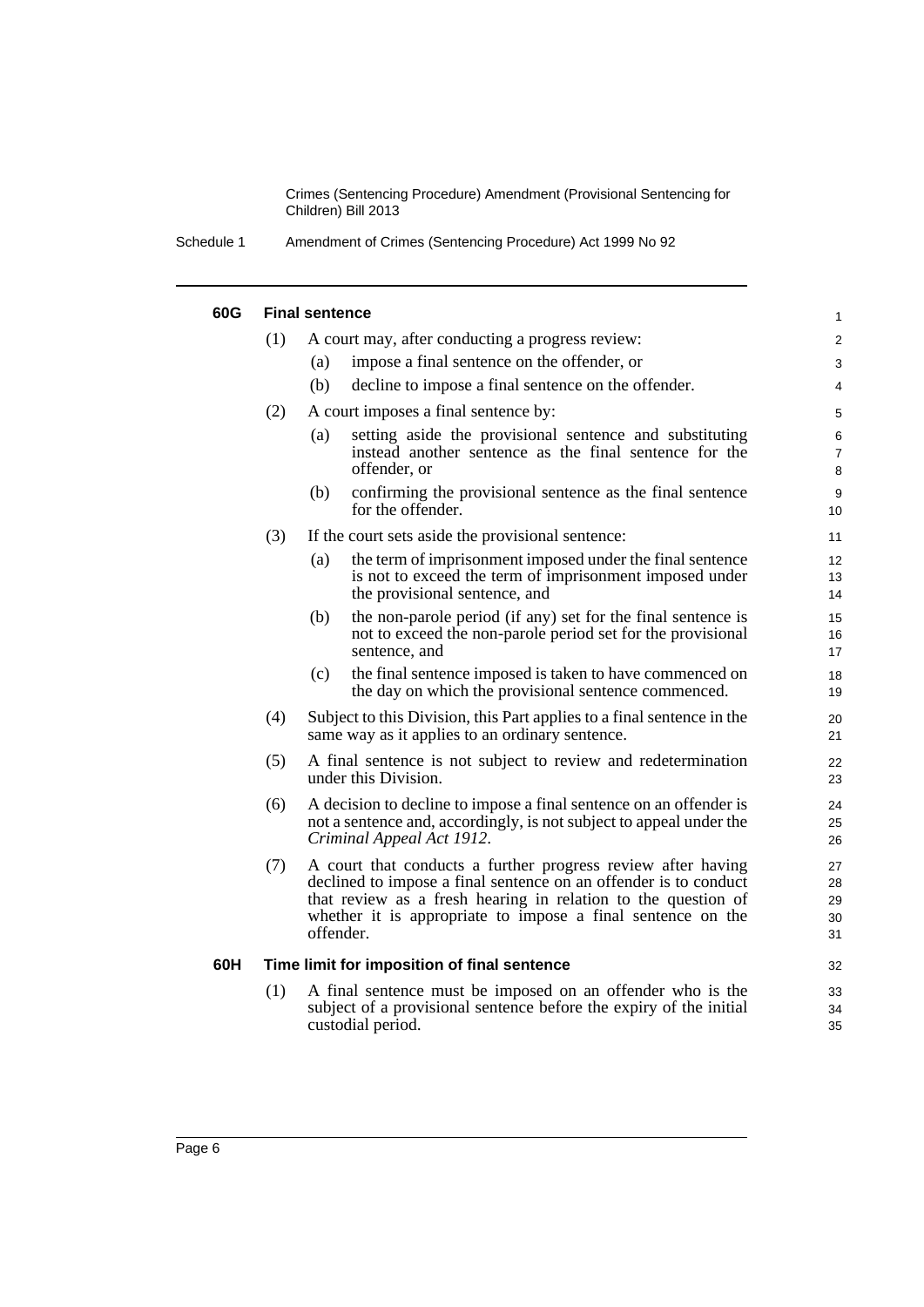#### 60G Final sentence

(1) A court may, after conducting a progress review:

- (a) impose a final sentence on the offender, or
- (b) decline to impose a final sentence on the offender.

(2) A court imposes a final sentence by:

- (a) setting aside the provisional sentence and substituting instead another sentence as the final sentence for the offender, or
- (b) confirming the provisional sentence as the final sentence for the offender.

(3) If the court sets aside the provisional sentence:

- (a) the term of imprisonment imposed under the final sentence is not to exceed the term of imprisonment imposed under the provisional sentence, and
- (b) the non-parole period (if any) set for the final sentence is not to exceed the non-parole period set for the provisional sentence, and
- (c) the final sentence imposed is taken to have commenced on the day on which the provisional sentence commenced.

(4) Subject to this Division, this Part applies to a final sentence in the same way as it applies to an ordinary sentence.

(5) A final sentence is not subject to review and redetermination under this Division.

(6) A decision to decline to impose a final sentence on an offender is not a sentence and, accordingly, is not subject to appeal under the *Criminal Appeal Act 1912*.

(7) A court that conducts a further progress review after having declined to impose a final sentence on an offender is to conduct that review as a fresh hearing in relation to the question of whether it is appropriate to impose a final sentence on the offender.

#### 60H Time limit for imposition of final sentence

(1) A final sentence must be imposed on an offender who is the subject of a provisional sentence before the expiry of the initial custodial period.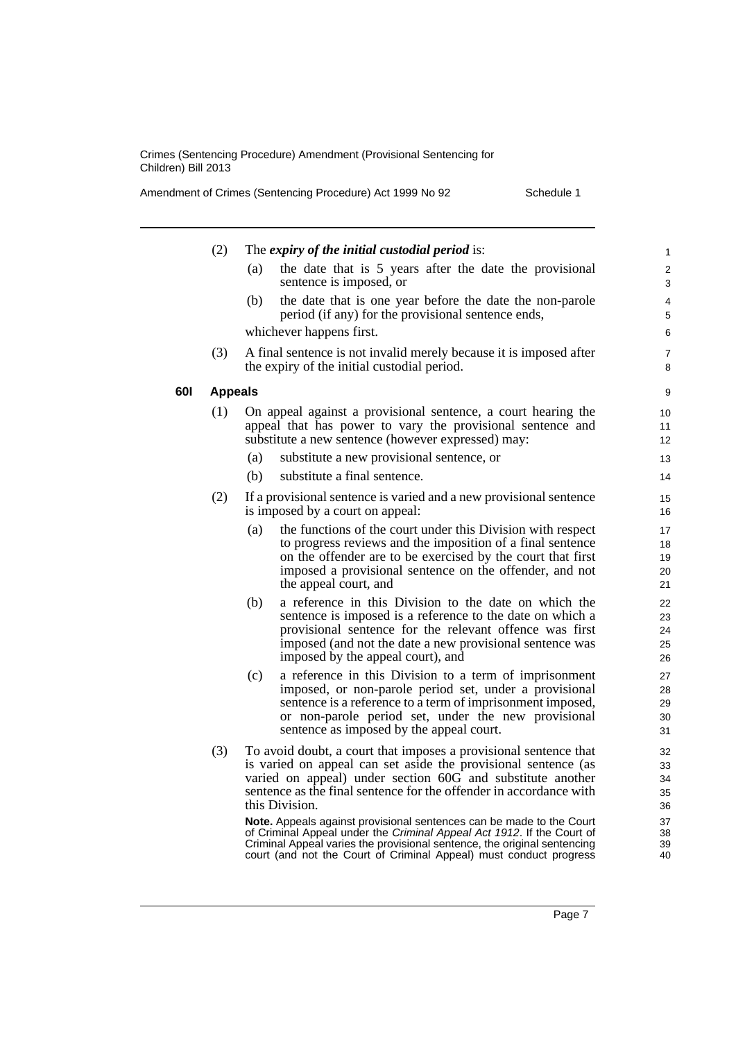(2) The ***expiry of the initial custodial period*** is:

(a) the date that is 5 years after the date the provisional sentence is imposed, or

(b) the date that is one year before the date the non-parole period (if any) for the provisional sentence ends,

whichever happens first.

(3) A final sentence is not invalid merely because it is imposed after the expiry of the initial custodial period.

**60I Appeals**

(1) On appeal against a provisional sentence, a court hearing the appeal that has power to vary the provisional sentence and substitute a new sentence (however expressed) may:

(a) substitute a new provisional sentence, or

(b) substitute a final sentence.

(2) If a provisional sentence is varied and a new provisional sentence is imposed by a court on appeal:

(a) the functions of the court under this Division with respect to progress reviews and the imposition of a final sentence on the offender are to be exercised by the court that first imposed a provisional sentence on the offender, and not the appeal court, and

(b) a reference in this Division to the date on which the sentence is imposed is a reference to the date on which a provisional sentence for the relevant offence was first imposed (and not the date a new provisional sentence was imposed by the appeal court), and

(c) a reference in this Division to a term of imprisonment imposed, or non-parole period set, under a provisional sentence is a reference to a term of imprisonment imposed, or non-parole period set, under the new provisional sentence as imposed by the appeal court.

(3) To avoid doubt, a court that imposes a provisional sentence that is varied on appeal can set aside the provisional sentence (as varied on appeal) under section 60G and substitute another sentence as the final sentence for the offender in accordance with this Division.

**Note.** Appeals against provisional sentences can be made to the Court of Criminal Appeal under the *Criminal Appeal Act 1912*. If the Court of Criminal Appeal varies the provisional sentence, the original sentencing court (and not the Court of Criminal Appeal) must conduct progress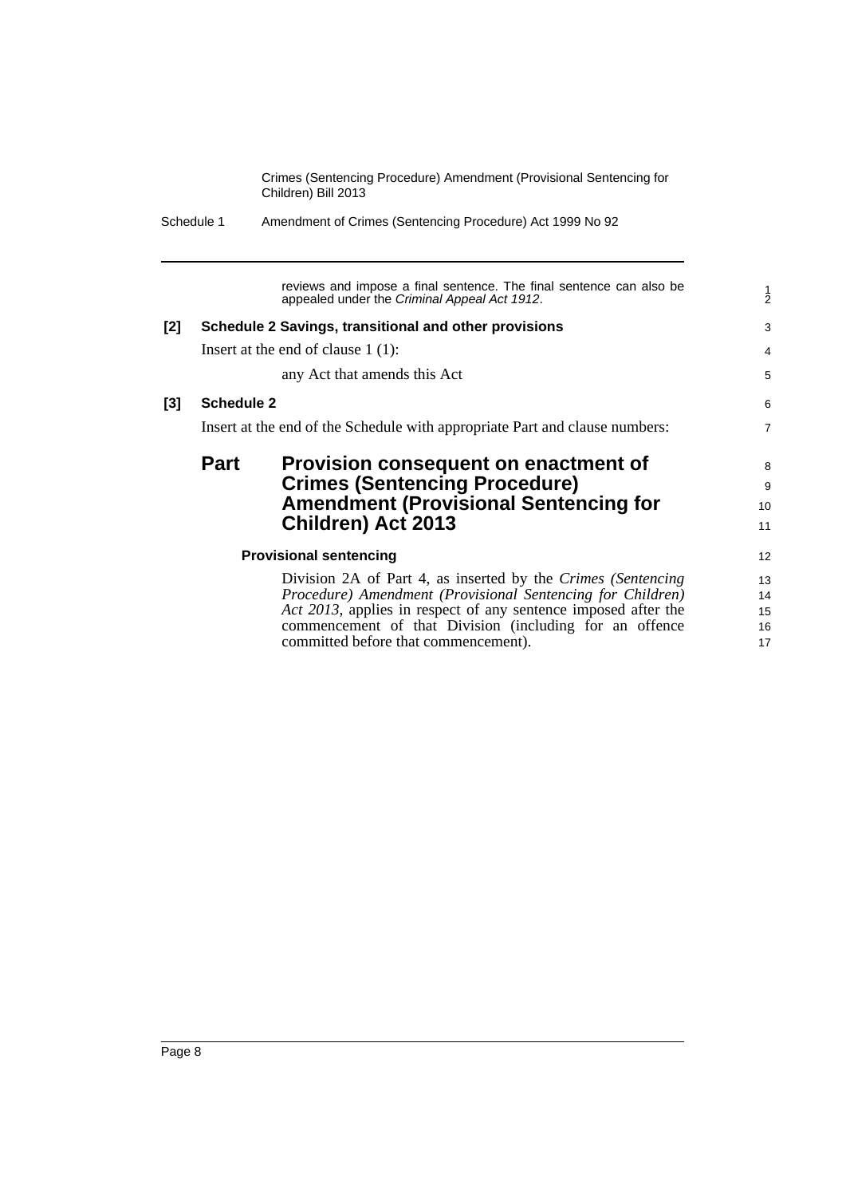reviews and impose a final sentence. The final sentence can also be appealed under the *Criminal Appeal Act 1912*.

**[2] Schedule 2 Savings, transitional and other provisions**

Insert at the end of clause 1 (1):

any Act that amends this Act

**[3] Schedule 2**

Insert at the end of the Schedule with appropriate Part and clause numbers:

## Part Provision consequent on enactment of Crimes (Sentencing Procedure) Amendment (Provisional Sentencing for Children) Act 2013

### Provisional sentencing

Division 2A of Part 4, as inserted by the *Crimes (Sentencing Procedure) Amendment (Provisional Sentencing for Children) Act 2013*, applies in respect of any sentence imposed after the commencement of that Division (including for an offence committed before that commencement).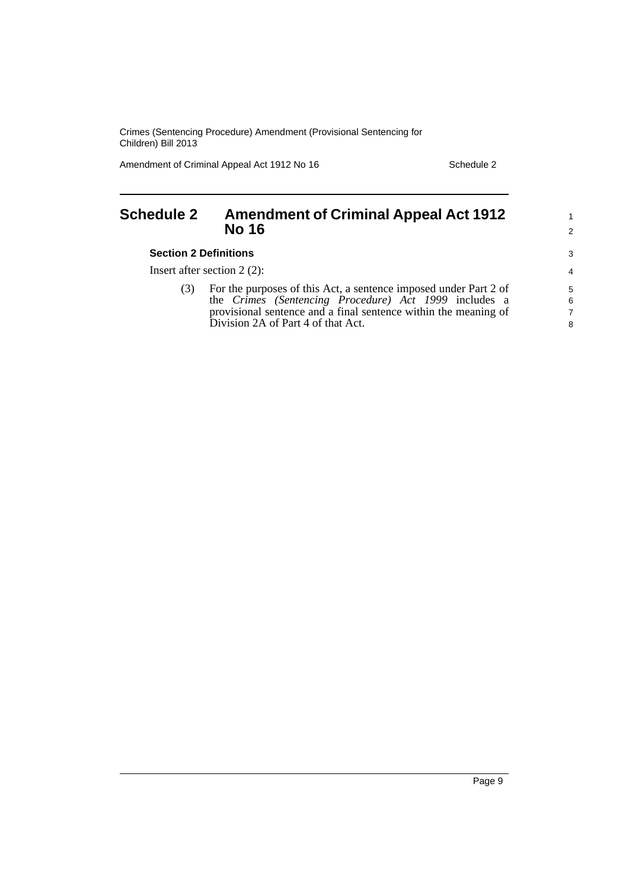## Schedule 2 Amendment of Criminal Appeal Act 1912 No 16

**Section 2 Definitions**

Insert after section 2 (2):

(3) For the purposes of this Act, a sentence imposed under Part 2 of the *Crimes (Sentencing Procedure) Act 1999* includes a provisional sentence and a final sentence within the meaning of Division 2A of Part 4 of that Act.